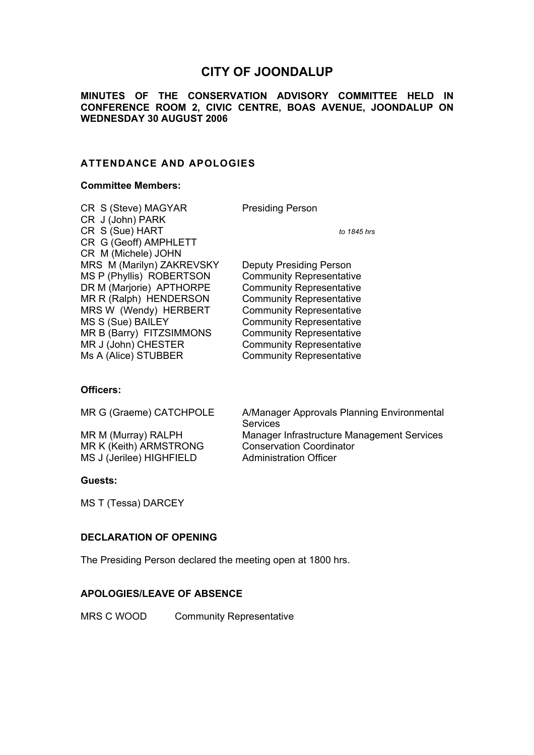# CITY OF JOONDALUP

**MINUTES OF THE CONSERVATION ADVISORY COMMITTEE HELD IN CONFERENCE ROOM 2, CIVIC CENTRE, BOAS AVENUE, JOONDALUP ON WEDNESDAY 30 AUGUST 2006**

## ATTENDANCE AND APOLOGIES

**Committee Members:**

| | | |
|---|---|---|
| CR S (Steve) MAGYAR | Presiding Person | |
| CR J (John) PARK | | |
| CR S (Sue) HART | | *to 1845 hrs* |
| CR G (Geoff) AMPHLETT | | |
| CR M (Michele) JOHN | | |
| MRS M (Marilyn) ZAKREVSKY | Deputy Presiding Person | |
| MS P (Phyllis) ROBERTSON | Community Representative | |
| DR M (Marjorie) APTHORPE | Community Representative | |
| MR R (Ralph) HENDERSON | Community Representative | |
| MRS W (Wendy) HERBERT | Community Representative | |
| MS S (Sue) BAILEY | Community Representative | |
| MR B (Barry) FITZSIMMONS | Community Representative | |
| MR J (John) CHESTER | Community Representative | |
| Ms A (Alice) STUBBER | Community Representative | |

**Officers:**

| | |
|---|---|
| MR G (Graeme) CATCHPOLE | A/Manager Approvals Planning Environmental Services |
| MR M (Murray) RALPH | Manager Infrastructure Management Services |
| MR K (Keith) ARMSTRONG | Conservation Coordinator |
| MS J (Jerilee) HIGHFIELD | Administration Officer |

**Guests:**

MS T (Tessa) DARCEY

### DECLARATION OF OPENING

The Presiding Person declared the meeting open at 1800 hrs.

### APOLOGIES/LEAVE OF ABSENCE

MRS C WOOD Community Representative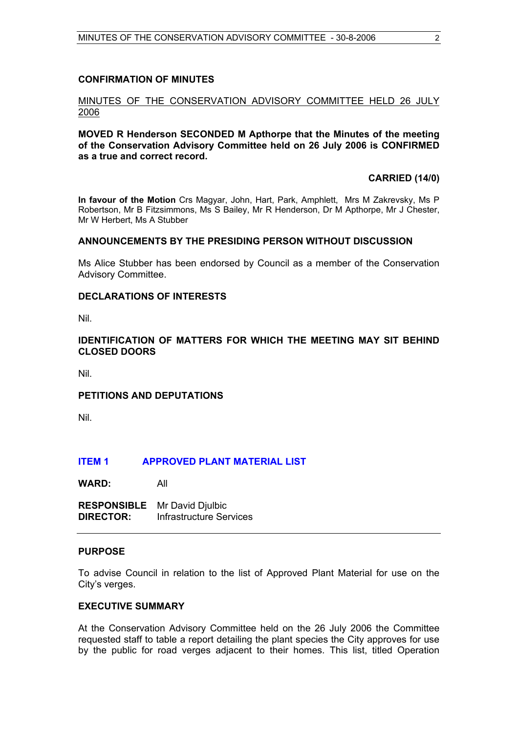## CONFIRMATION OF MINUTES

MINUTES OF THE CONSERVATION ADVISORY COMMITTEE HELD 26 JULY 2006

**MOVED R Henderson SECONDED M Apthorpe that the Minutes of the meeting of the Conservation Advisory Committee held on 26 July 2006 is CONFIRMED as a true and correct record.**

**CARRIED (14/0)**

**In favour of the Motion** Crs Magyar, John, Hart, Park, Amphlett, Mrs M Zakrevsky, Ms P Robertson, Mr B Fitzsimmons, Ms S Bailey, Mr R Henderson, Dr M Apthorpe, Mr J Chester, Mr W Herbert, Ms A Stubber

## ANNOUNCEMENTS BY THE PRESIDING PERSON WITHOUT DISCUSSION

Ms Alice Stubber has been endorsed by Council as a member of the Conservation Advisory Committee.

## DECLARATIONS OF INTERESTS

Nil.

## IDENTIFICATION OF MATTERS FOR WHICH THE MEETING MAY SIT BEHIND CLOSED DOORS

Nil.

## PETITIONS AND DEPUTATIONS

Nil.

## ITEM 1 APPROVED PLANT MATERIAL LIST

**WARD:** All

**RESPONSIBLE DIRECTOR:** Mr David Djulbic
Infrastructure Services

---

## PURPOSE

To advise Council in relation to the list of Approved Plant Material for use on the City's verges.

## EXECUTIVE SUMMARY

At the Conservation Advisory Committee held on the 26 July 2006 the Committee requested staff to table a report detailing the plant species the City approves for use by the public for road verges adjacent to their homes. This list, titled Operation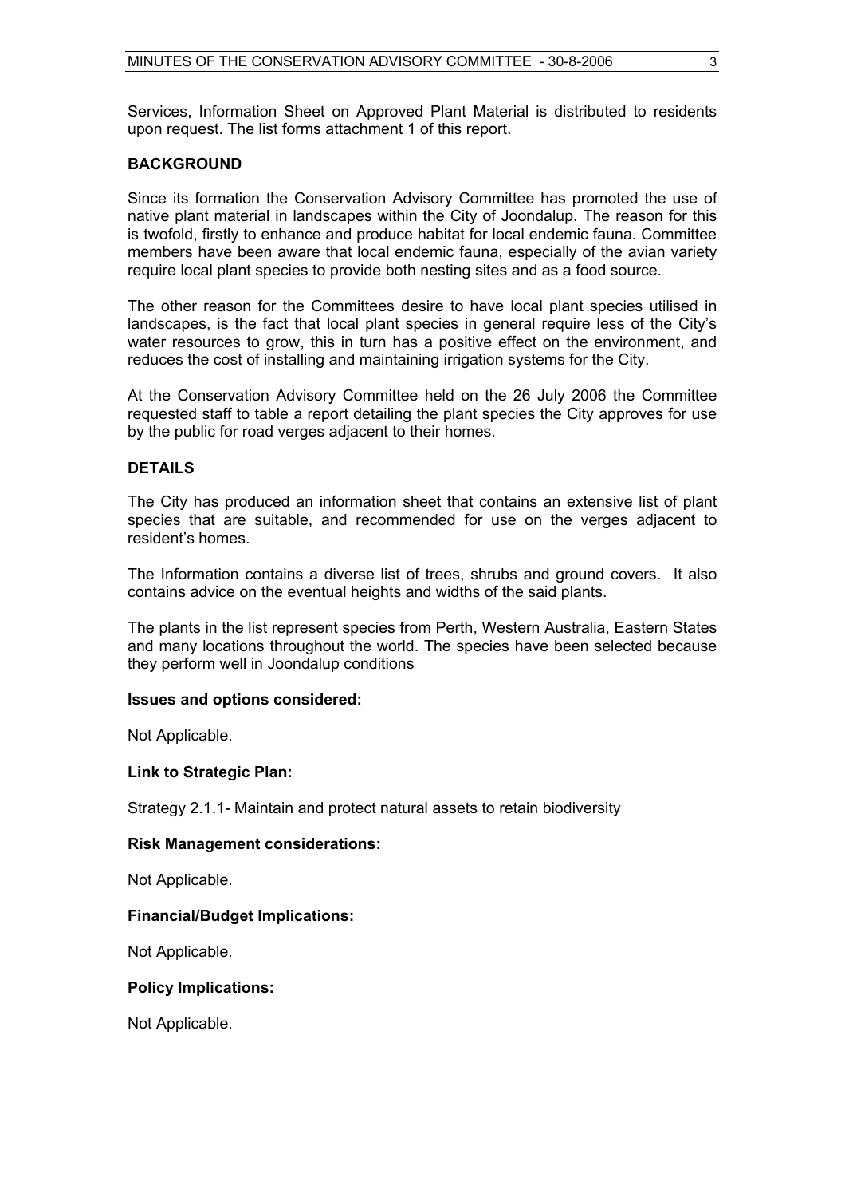Services, Information Sheet on Approved Plant Material is distributed to residents upon request. The list forms attachment 1 of this report.

**BACKGROUND**

Since its formation the Conservation Advisory Committee has promoted the use of native plant material in landscapes within the City of Joondalup. The reason for this is twofold, firstly to enhance and produce habitat for local endemic fauna. Committee members have been aware that local endemic fauna, especially of the avian variety require local plant species to provide both nesting sites and as a food source.

The other reason for the Committees desire to have local plant species utilised in landscapes, is the fact that local plant species in general require less of the City's water resources to grow, this in turn has a positive effect on the environment, and reduces the cost of installing and maintaining irrigation systems for the City.

At the Conservation Advisory Committee held on the 26 July 2006 the Committee requested staff to table a report detailing the plant species the City approves for use by the public for road verges adjacent to their homes.

**DETAILS**

The City has produced an information sheet that contains an extensive list of plant species that are suitable, and recommended for use on the verges adjacent to resident's homes.

The Information contains a diverse list of trees, shrubs and ground covers. It also contains advice on the eventual heights and widths of the said plants.

The plants in the list represent species from Perth, Western Australia, Eastern States and many locations throughout the world. The species have been selected because they perform well in Joondalup conditions

**Issues and options considered:**

Not Applicable.

**Link to Strategic Plan:**

Strategy 2.1.1- Maintain and protect natural assets to retain biodiversity

**Risk Management considerations:**

Not Applicable.

**Financial/Budget Implications:**

Not Applicable.

**Policy Implications:**

Not Applicable.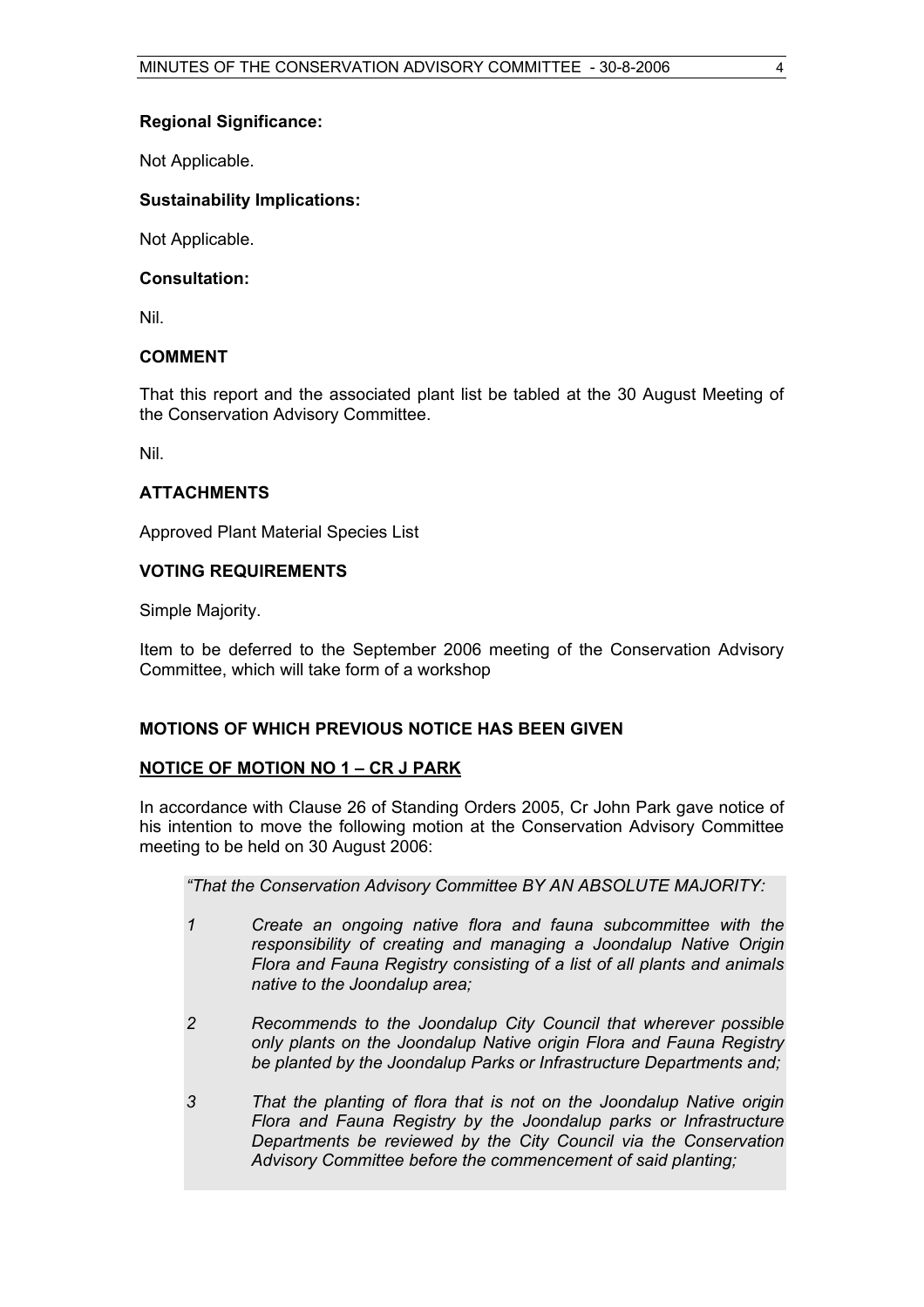**Regional Significance:**

Not Applicable.

**Sustainability Implications:**

Not Applicable.

**Consultation:**

Nil.

**COMMENT**

That this report and the associated plant list be tabled at the 30 August Meeting of the Conservation Advisory Committee.

Nil.

**ATTACHMENTS**

Approved Plant Material Species List

**VOTING REQUIREMENTS**

Simple Majority.

Item to be deferred to the September 2006 meeting of the Conservation Advisory Committee, which will take form of a workshop

**MOTIONS OF WHICH PREVIOUS NOTICE HAS BEEN GIVEN**

**NOTICE OF MOTION NO 1 – CR J PARK**

In accordance with Clause 26 of Standing Orders 2005, Cr John Park gave notice of his intention to move the following motion at the Conservation Advisory Committee meeting to be held on 30 August 2006:

> *"That the Conservation Advisory Committee BY AN ABSOLUTE MAJORITY:*
>
> *1 Create an ongoing native flora and fauna subcommittee with the responsibility of creating and managing a Joondalup Native Origin Flora and Fauna Registry consisting of a list of all plants and animals native to the Joondalup area;*
>
> *2 Recommends to the Joondalup City Council that wherever possible only plants on the Joondalup Native origin Flora and Fauna Registry be planted by the Joondalup Parks or Infrastructure Departments and;*
>
> *3 That the planting of flora that is not on the Joondalup Native origin Flora and Fauna Registry by the Joondalup parks or Infrastructure Departments be reviewed by the City Council via the Conservation Advisory Committee before the commencement of said planting;*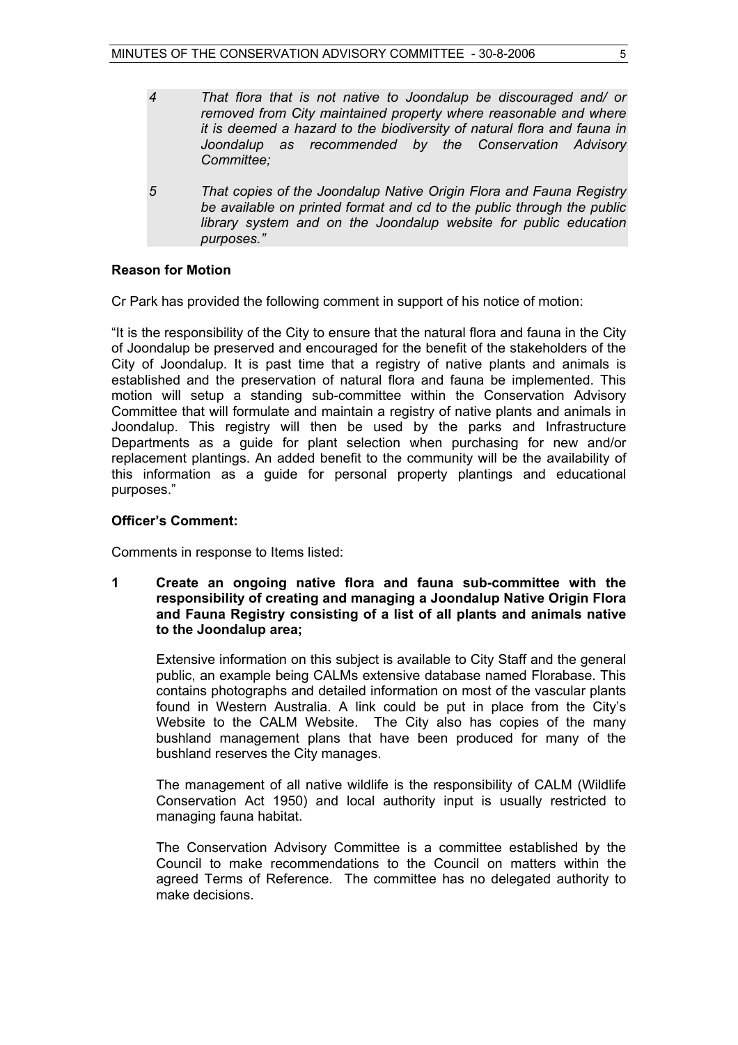*4 That flora that is not native to Joondalup be discouraged and/ or removed from City maintained property where reasonable and where it is deemed a hazard to the biodiversity of natural flora and fauna in Joondalup as recommended by the Conservation Advisory Committee;*

*5 That copies of the Joondalup Native Origin Flora and Fauna Registry be available on printed format and cd to the public through the public library system and on the Joondalup website for public education purposes."*

**Reason for Motion**

Cr Park has provided the following comment in support of his notice of motion:

"It is the responsibility of the City to ensure that the natural flora and fauna in the City of Joondalup be preserved and encouraged for the benefit of the stakeholders of the City of Joondalup. It is past time that a registry of native plants and animals is established and the preservation of natural flora and fauna be implemented. This motion will setup a standing sub-committee within the Conservation Advisory Committee that will formulate and maintain a registry of native plants and animals in Joondalup. This registry will then be used by the parks and Infrastructure Departments as a guide for plant selection when purchasing for new and/or replacement plantings. An added benefit to the community will be the availability of this information as a guide for personal property plantings and educational purposes."

**Officer's Comment:**

Comments in response to Items listed:

**1 Create an ongoing native flora and fauna sub-committee with the responsibility of creating and managing a Joondalup Native Origin Flora and Fauna Registry consisting of a list of all plants and animals native to the Joondalup area;**

Extensive information on this subject is available to City Staff and the general public, an example being CALMs extensive database named Florabase. This contains photographs and detailed information on most of the vascular plants found in Western Australia. A link could be put in place from the City's Website to the CALM Website. The City also has copies of the many bushland management plans that have been produced for many of the bushland reserves the City manages.

The management of all native wildlife is the responsibility of CALM (Wildlife Conservation Act 1950) and local authority input is usually restricted to managing fauna habitat.

The Conservation Advisory Committee is a committee established by the Council to make recommendations to the Council on matters within the agreed Terms of Reference. The committee has no delegated authority to make decisions.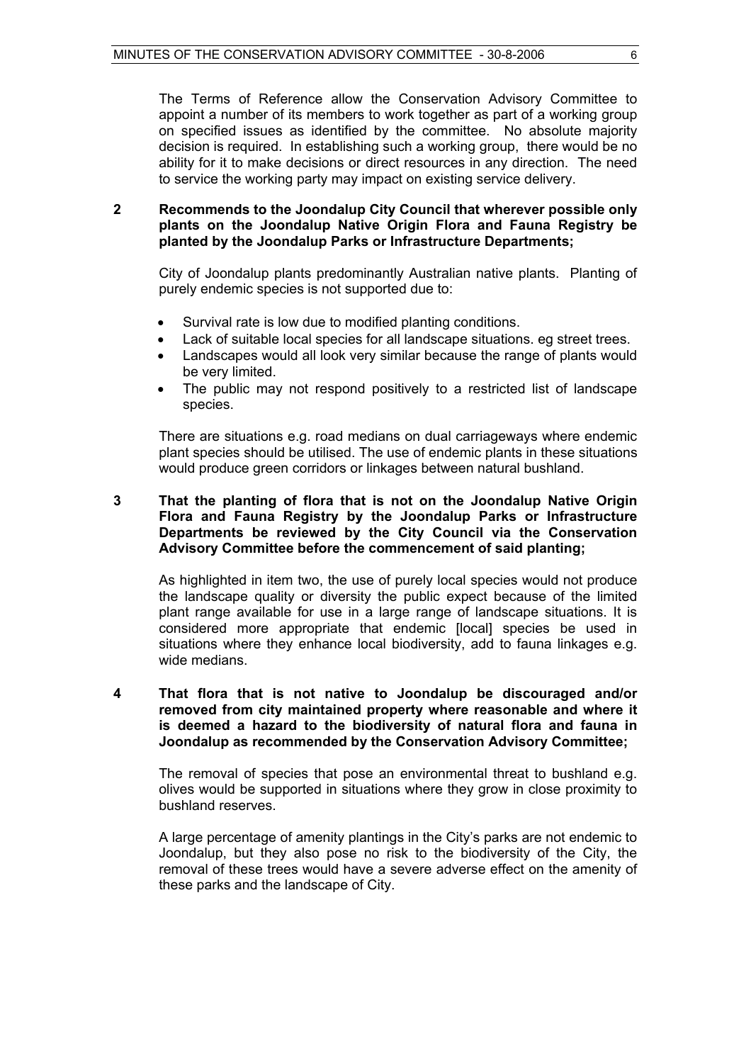The Terms of Reference allow the Conservation Advisory Committee to appoint a number of its members to work together as part of a working group on specified issues as identified by the committee. No absolute majority decision is required. In establishing such a working group, there would be no ability for it to make decisions or direct resources in any direction. The need to service the working party may impact on existing service delivery.

**2 Recommends to the Joondalup City Council that wherever possible only plants on the Joondalup Native Origin Flora and Fauna Registry be planted by the Joondalup Parks or Infrastructure Departments;**

City of Joondalup plants predominantly Australian native plants. Planting of purely endemic species is not supported due to:

- Survival rate is low due to modified planting conditions.
- Lack of suitable local species for all landscape situations. eg street trees.
- Landscapes would all look very similar because the range of plants would be very limited.
- The public may not respond positively to a restricted list of landscape species.

There are situations e.g. road medians on dual carriageways where endemic plant species should be utilised. The use of endemic plants in these situations would produce green corridors or linkages between natural bushland.

**3 That the planting of flora that is not on the Joondalup Native Origin Flora and Fauna Registry by the Joondalup Parks or Infrastructure Departments be reviewed by the City Council via the Conservation Advisory Committee before the commencement of said planting;**

As highlighted in item two, the use of purely local species would not produce the landscape quality or diversity the public expect because of the limited plant range available for use in a large range of landscape situations. It is considered more appropriate that endemic [local] species be used in situations where they enhance local biodiversity, add to fauna linkages e.g. wide medians.

**4 That flora that is not native to Joondalup be discouraged and/or removed from city maintained property where reasonable and where it is deemed a hazard to the biodiversity of natural flora and fauna in Joondalup as recommended by the Conservation Advisory Committee;**

The removal of species that pose an environmental threat to bushland e.g. olives would be supported in situations where they grow in close proximity to bushland reserves.

A large percentage of amenity plantings in the City's parks are not endemic to Joondalup, but they also pose no risk to the biodiversity of the City, the removal of these trees would have a severe adverse effect on the amenity of these parks and the landscape of City.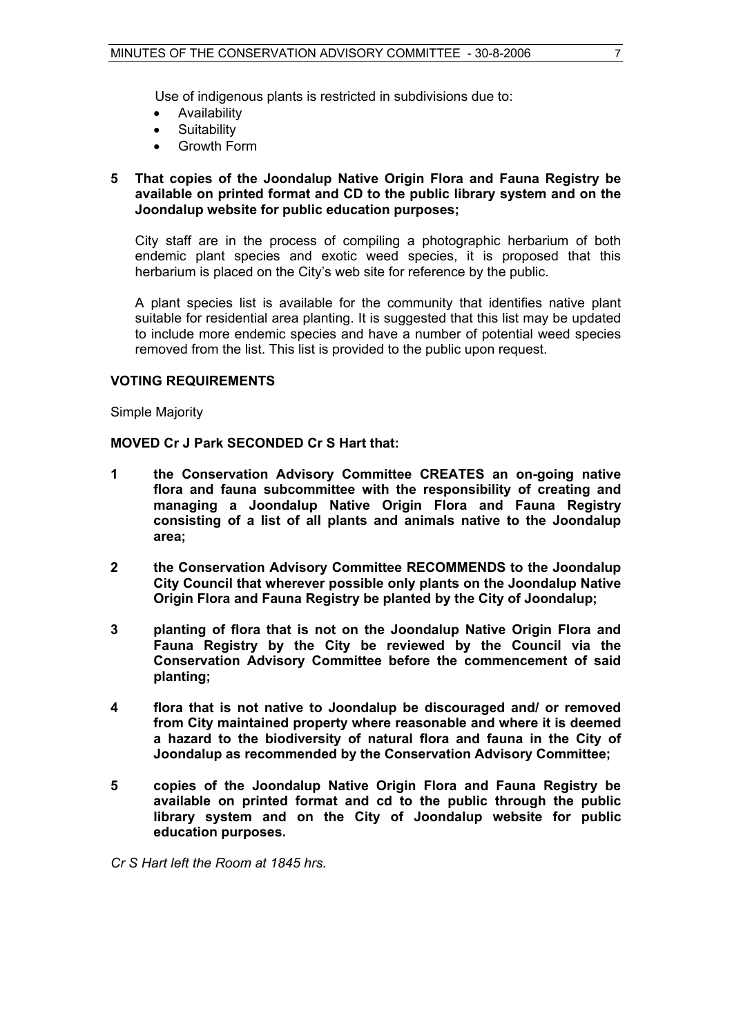Use of indigenous plants is restricted in subdivisions due to:

- Availability
- Suitability
- Growth Form

**5 That copies of the Joondalup Native Origin Flora and Fauna Registry be available on printed format and CD to the public library system and on the Joondalup website for public education purposes;**

City staff are in the process of compiling a photographic herbarium of both endemic plant species and exotic weed species, it is proposed that this herbarium is placed on the City's web site for reference by the public.

A plant species list is available for the community that identifies native plant suitable for residential area planting. It is suggested that this list may be updated to include more endemic species and have a number of potential weed species removed from the list. This list is provided to the public upon request.

## VOTING REQUIREMENTS

Simple Majority

**MOVED Cr J Park SECONDED Cr S Hart that:**

**1 the Conservation Advisory Committee CREATES an on-going native flora and fauna subcommittee with the responsibility of creating and managing a Joondalup Native Origin Flora and Fauna Registry consisting of a list of all plants and animals native to the Joondalup area;**

**2 the Conservation Advisory Committee RECOMMENDS to the Joondalup City Council that wherever possible only plants on the Joondalup Native Origin Flora and Fauna Registry be planted by the City of Joondalup;**

**3 planting of flora that is not on the Joondalup Native Origin Flora and Fauna Registry by the City be reviewed by the Council via the Conservation Advisory Committee before the commencement of said planting;**

**4 flora that is not native to Joondalup be discouraged and/ or removed from City maintained property where reasonable and where it is deemed a hazard to the biodiversity of natural flora and fauna in the City of Joondalup as recommended by the Conservation Advisory Committee;**

**5 copies of the Joondalup Native Origin Flora and Fauna Registry be available on printed format and cd to the public through the public library system and on the City of Joondalup website for public education purposes.**

*Cr S Hart left the Room at 1845 hrs.*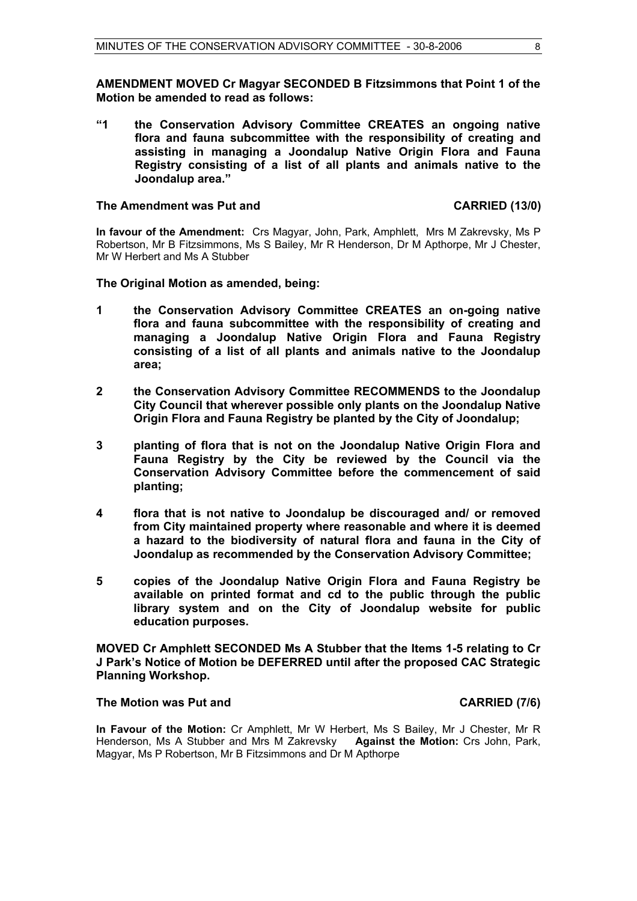**AMENDMENT MOVED Cr Magyar SECONDED B Fitzsimmons that Point 1 of the Motion be amended to read as follows:**

**"1 the Conservation Advisory Committee CREATES an ongoing native flora and fauna subcommittee with the responsibility of creating and assisting in managing a Joondalup Native Origin Flora and Fauna Registry consisting of a list of all plants and animals native to the Joondalup area."**

**The Amendment was Put and CARRIED (13/0)**

**In favour of the Amendment:** Crs Magyar, John, Park, Amphlett, Mrs M Zakrevsky, Ms P Robertson, Mr B Fitzsimmons, Ms S Bailey, Mr R Henderson, Dr M Apthorpe, Mr J Chester, Mr W Herbert and Ms A Stubber

**The Original Motion as amended, being:**

**1 the Conservation Advisory Committee CREATES an on-going native flora and fauna subcommittee with the responsibility of creating and managing a Joondalup Native Origin Flora and Fauna Registry consisting of a list of all plants and animals native to the Joondalup area;**

**2 the Conservation Advisory Committee RECOMMENDS to the Joondalup City Council that wherever possible only plants on the Joondalup Native Origin Flora and Fauna Registry be planted by the City of Joondalup;**

**3 planting of flora that is not on the Joondalup Native Origin Flora and Fauna Registry by the City be reviewed by the Council via the Conservation Advisory Committee before the commencement of said planting;**

**4 flora that is not native to Joondalup be discouraged and/ or removed from City maintained property where reasonable and where it is deemed a hazard to the biodiversity of natural flora and fauna in the City of Joondalup as recommended by the Conservation Advisory Committee;**

**5 copies of the Joondalup Native Origin Flora and Fauna Registry be available on printed format and cd to the public through the public library system and on the City of Joondalup website for public education purposes.**

**MOVED Cr Amphlett SECONDED Ms A Stubber that the Items 1-5 relating to Cr J Park's Notice of Motion be DEFERRED until after the proposed CAC Strategic Planning Workshop.**

**The Motion was Put and CARRIED (7/6)**

**In Favour of the Motion:** Cr Amphlett, Mr W Herbert, Ms S Bailey, Mr J Chester, Mr R Henderson, Ms A Stubber and Mrs M Zakrevsky **Against the Motion:** Crs John, Park, Magyar, Ms P Robertson, Mr B Fitzsimmons and Dr M Apthorpe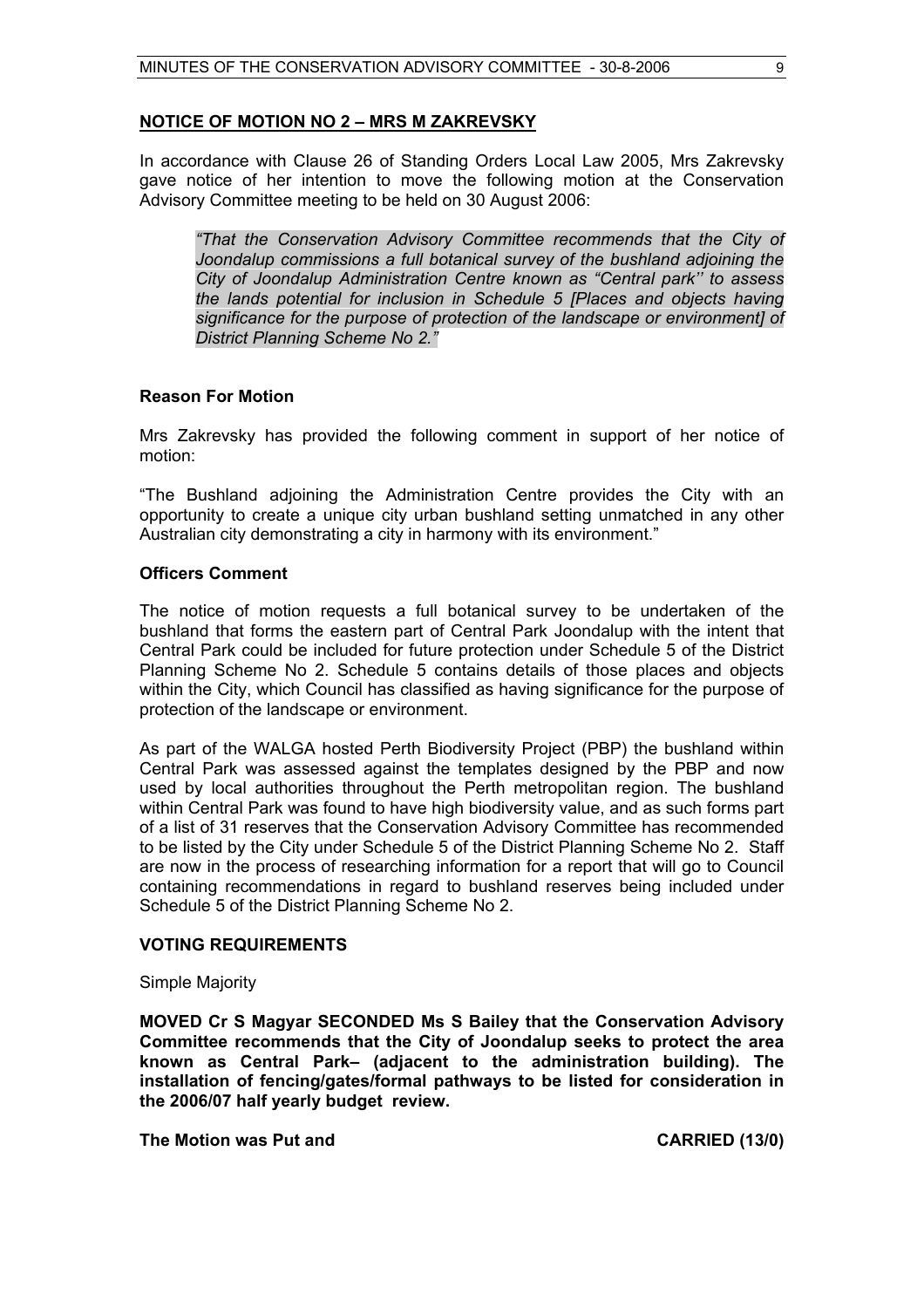**NOTICE OF MOTION NO 2 – MRS M ZAKREVSKY**

In accordance with Clause 26 of Standing Orders Local Law 2005, Mrs Zakrevsky gave notice of her intention to move the following motion at the Conservation Advisory Committee meeting to be held on 30 August 2006:

> *"That the Conservation Advisory Committee recommends that the City of Joondalup commissions a full botanical survey of the bushland adjoining the City of Joondalup Administration Centre known as "Central park'' to assess the lands potential for inclusion in Schedule 5 [Places and objects having significance for the purpose of protection of the landscape or environment] of District Planning Scheme No 2."*

**Reason For Motion**

Mrs Zakrevsky has provided the following comment in support of her notice of motion:

"The Bushland adjoining the Administration Centre provides the City with an opportunity to create a unique city urban bushland setting unmatched in any other Australian city demonstrating a city in harmony with its environment."

**Officers Comment**

The notice of motion requests a full botanical survey to be undertaken of the bushland that forms the eastern part of Central Park Joondalup with the intent that Central Park could be included for future protection under Schedule 5 of the District Planning Scheme No 2. Schedule 5 contains details of those places and objects within the City, which Council has classified as having significance for the purpose of protection of the landscape or environment.

As part of the WALGA hosted Perth Biodiversity Project (PBP) the bushland within Central Park was assessed against the templates designed by the PBP and now used by local authorities throughout the Perth metropolitan region. The bushland within Central Park was found to have high biodiversity value, and as such forms part of a list of 31 reserves that the Conservation Advisory Committee has recommended to be listed by the City under Schedule 5 of the District Planning Scheme No 2. Staff are now in the process of researching information for a report that will go to Council containing recommendations in regard to bushland reserves being included under Schedule 5 of the District Planning Scheme No 2.

**VOTING REQUIREMENTS**

Simple Majority

**MOVED Cr S Magyar SECONDED Ms S Bailey that the Conservation Advisory Committee recommends that the City of Joondalup seeks to protect the area known as Central Park– (adjacent to the administration building). The installation of fencing/gates/formal pathways to be listed for consideration in the 2006/07 half yearly budget review.**

**The Motion was Put and CARRIED (13/0)**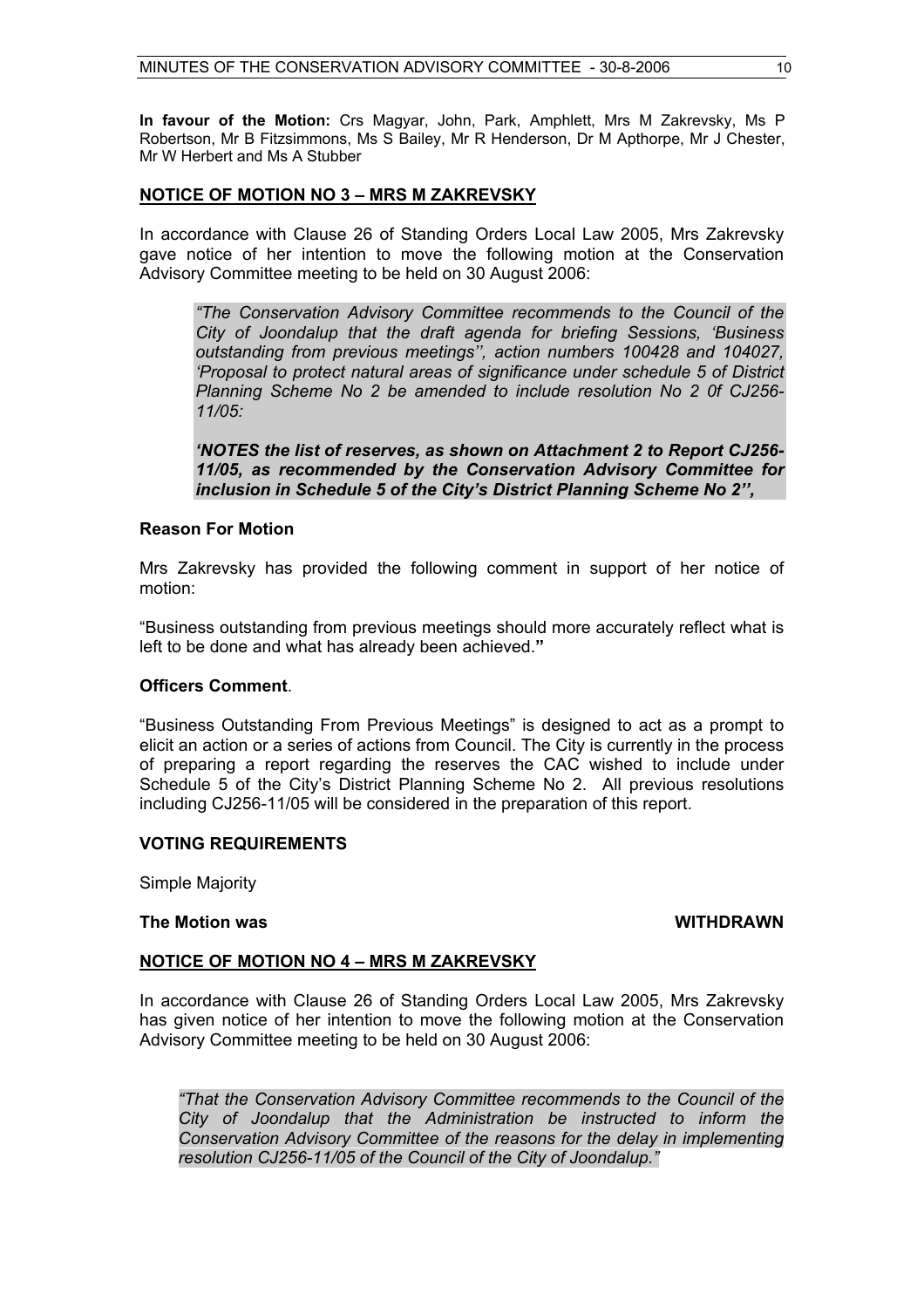**In favour of the Motion:** Crs Magyar, John, Park, Amphlett, Mrs M Zakrevsky, Ms P Robertson, Mr B Fitzsimmons, Ms S Bailey, Mr R Henderson, Dr M Apthorpe, Mr J Chester, Mr W Herbert and Ms A Stubber

## NOTICE OF MOTION NO 3 – MRS M ZAKREVSKY

In accordance with Clause 26 of Standing Orders Local Law 2005, Mrs Zakrevsky gave notice of her intention to move the following motion at the Conservation Advisory Committee meeting to be held on 30 August 2006:

> *"The Conservation Advisory Committee recommends to the Council of the City of Joondalup that the draft agenda for briefing Sessions, 'Business outstanding from previous meetings'', action numbers 100428 and 104027, 'Proposal to protect natural areas of significance under schedule 5 of District Planning Scheme No 2 be amended to include resolution No 2 0f CJ256-11/05:*
>
> ***'NOTES the list of reserves, as shown on Attachment 2 to Report CJ256-11/05, as recommended by the Conservation Advisory Committee for inclusion in Schedule 5 of the City's District Planning Scheme No 2'',***

### Reason For Motion

Mrs Zakrevsky has provided the following comment in support of her notice of motion:

"Business outstanding from previous meetings should more accurately reflect what is left to be done and what has already been achieved.**"**

### Officers Comment.

"Business Outstanding From Previous Meetings" is designed to act as a prompt to elicit an action or a series of actions from Council. The City is currently in the process of preparing a report regarding the reserves the CAC wished to include under Schedule 5 of the City's District Planning Scheme No 2. All previous resolutions including CJ256-11/05 will be considered in the preparation of this report.

### VOTING REQUIREMENTS

Simple Majority

**The Motion was WITHDRAWN**

## NOTICE OF MOTION NO 4 – MRS M ZAKREVSKY

In accordance with Clause 26 of Standing Orders Local Law 2005, Mrs Zakrevsky has given notice of her intention to move the following motion at the Conservation Advisory Committee meeting to be held on 30 August 2006:

> *"That the Conservation Advisory Committee recommends to the Council of the City of Joondalup that the Administration be instructed to inform the Conservation Advisory Committee of the reasons for the delay in implementing resolution CJ256-11/05 of the Council of the City of Joondalup."*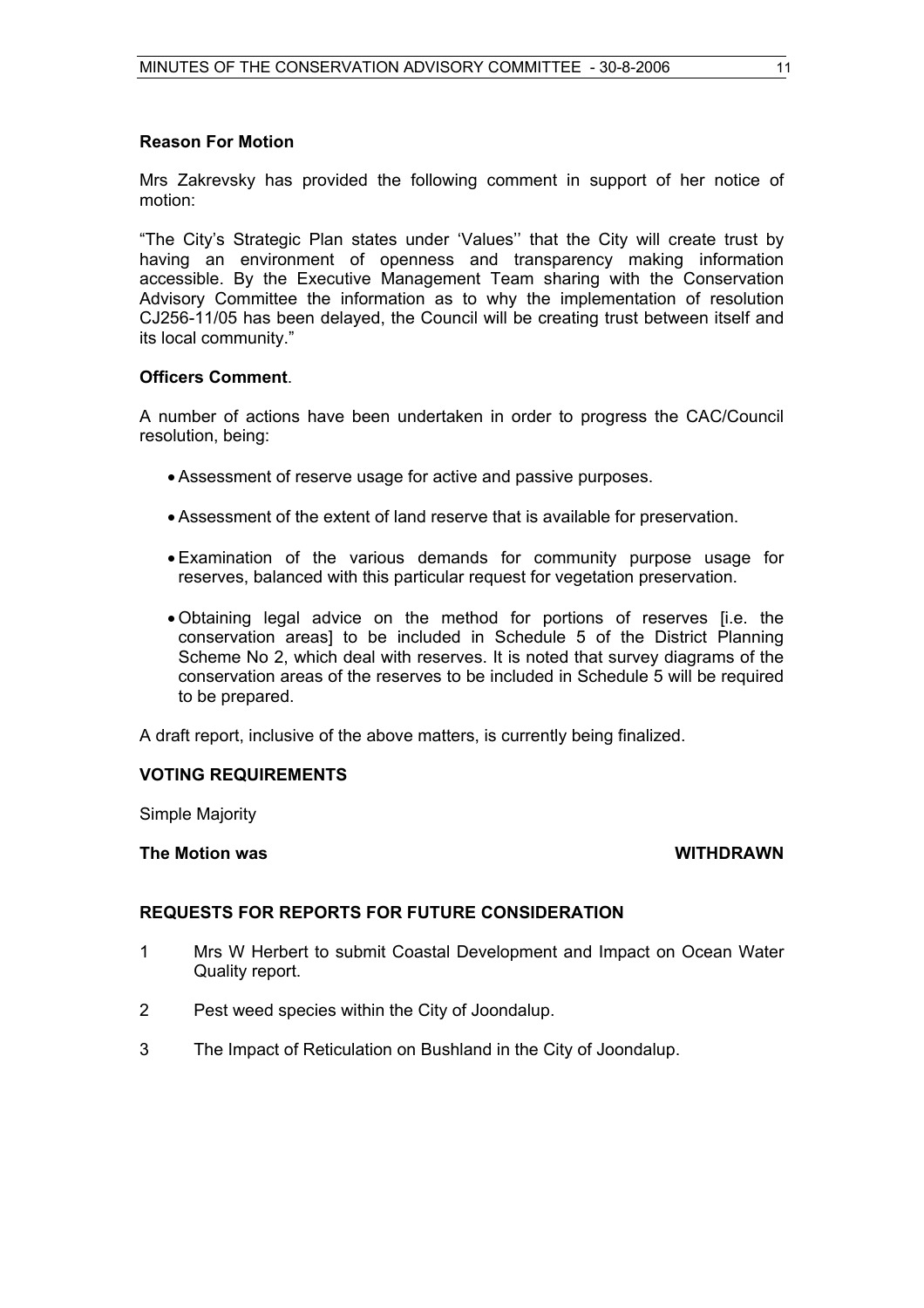**Reason For Motion**

Mrs Zakrevsky has provided the following comment in support of her notice of motion:

"The City's Strategic Plan states under 'Values'' that the City will create trust by having an environment of openness and transparency making information accessible. By the Executive Management Team sharing with the Conservation Advisory Committee the information as to why the implementation of resolution CJ256-11/05 has been delayed, the Council will be creating trust between itself and its local community."

**Officers Comment**.

A number of actions have been undertaken in order to progress the CAC/Council resolution, being:

- Assessment of reserve usage for active and passive purposes.
- Assessment of the extent of land reserve that is available for preservation.
- Examination of the various demands for community purpose usage for reserves, balanced with this particular request for vegetation preservation.
- Obtaining legal advice on the method for portions of reserves [i.e. the conservation areas] to be included in Schedule 5 of the District Planning Scheme No 2, which deal with reserves. It is noted that survey diagrams of the conservation areas of the reserves to be included in Schedule 5 will be required to be prepared.

A draft report, inclusive of the above matters, is currently being finalized.

**VOTING REQUIREMENTS**

Simple Majority

**The Motion was WITHDRAWN**

**REQUESTS FOR REPORTS FOR FUTURE CONSIDERATION**

1. Mrs W Herbert to submit Coastal Development and Impact on Ocean Water Quality report.
2. Pest weed species within the City of Joondalup.
3. The Impact of Reticulation on Bushland in the City of Joondalup.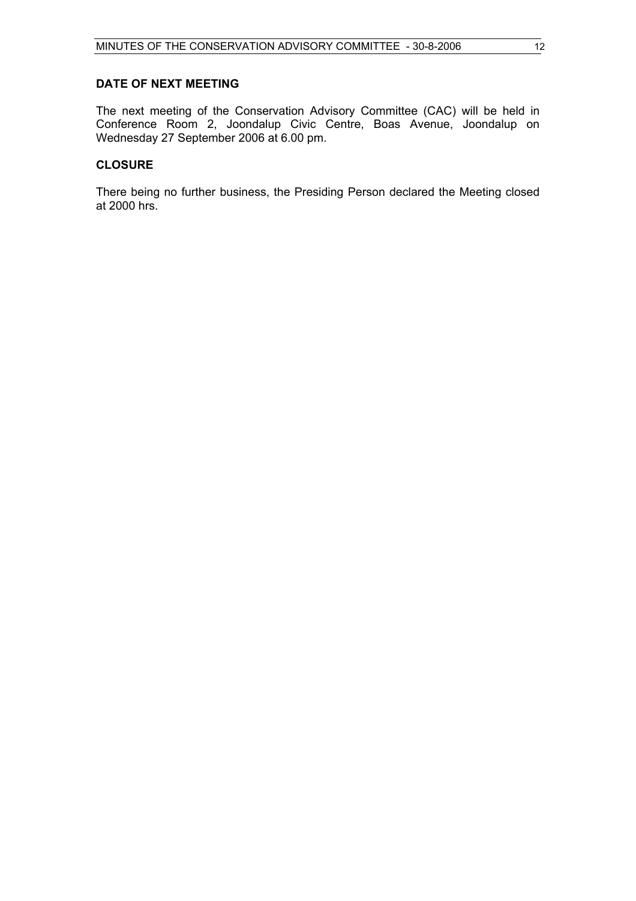## DATE OF NEXT MEETING

The next meeting of the Conservation Advisory Committee (CAC) will be held in Conference Room 2, Joondalup Civic Centre, Boas Avenue, Joondalup on Wednesday 27 September 2006 at 6.00 pm.

## CLOSURE

There being no further business, the Presiding Person declared the Meeting closed at 2000 hrs.